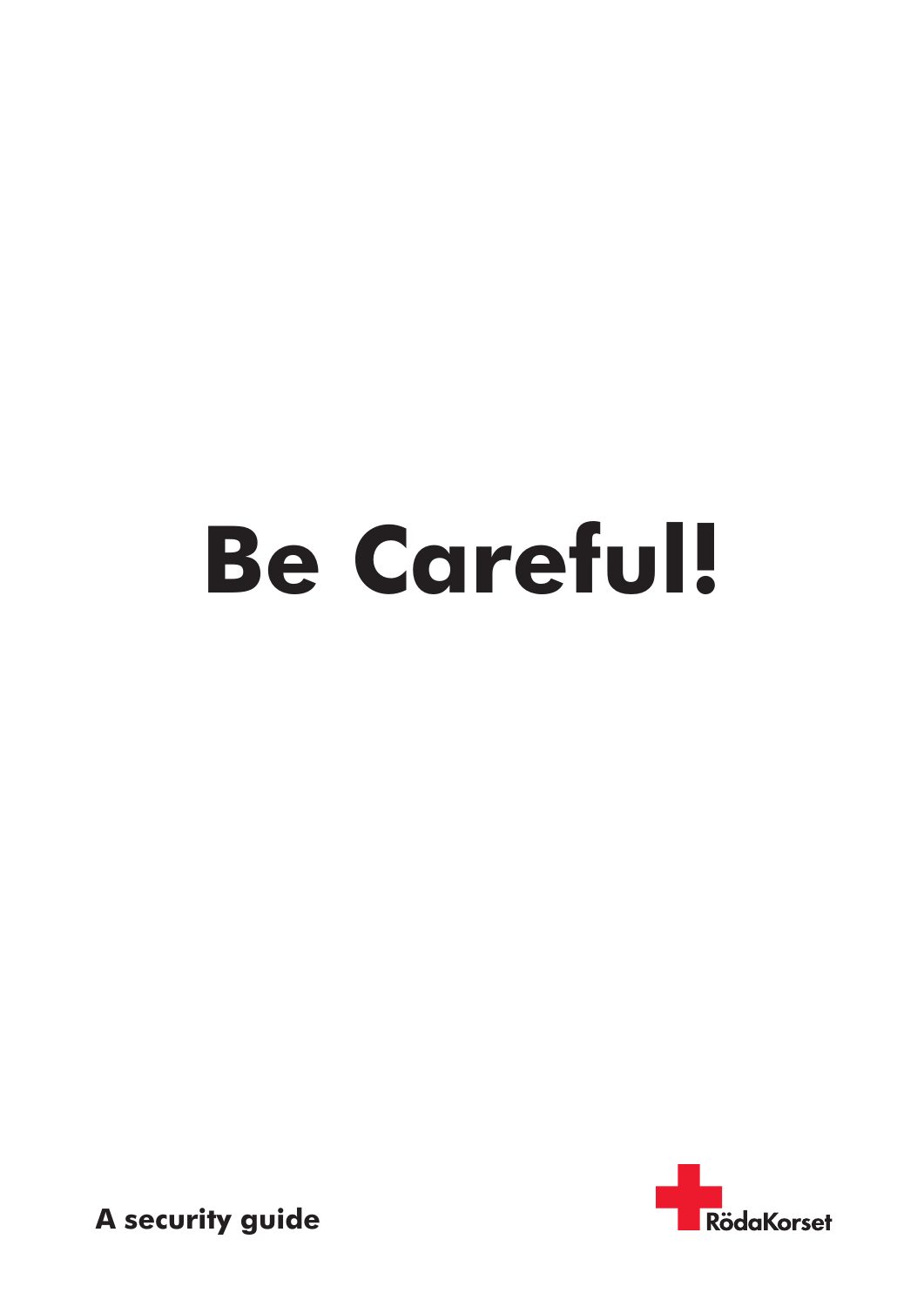# Be Careful!

**A security guide**

RödaKorset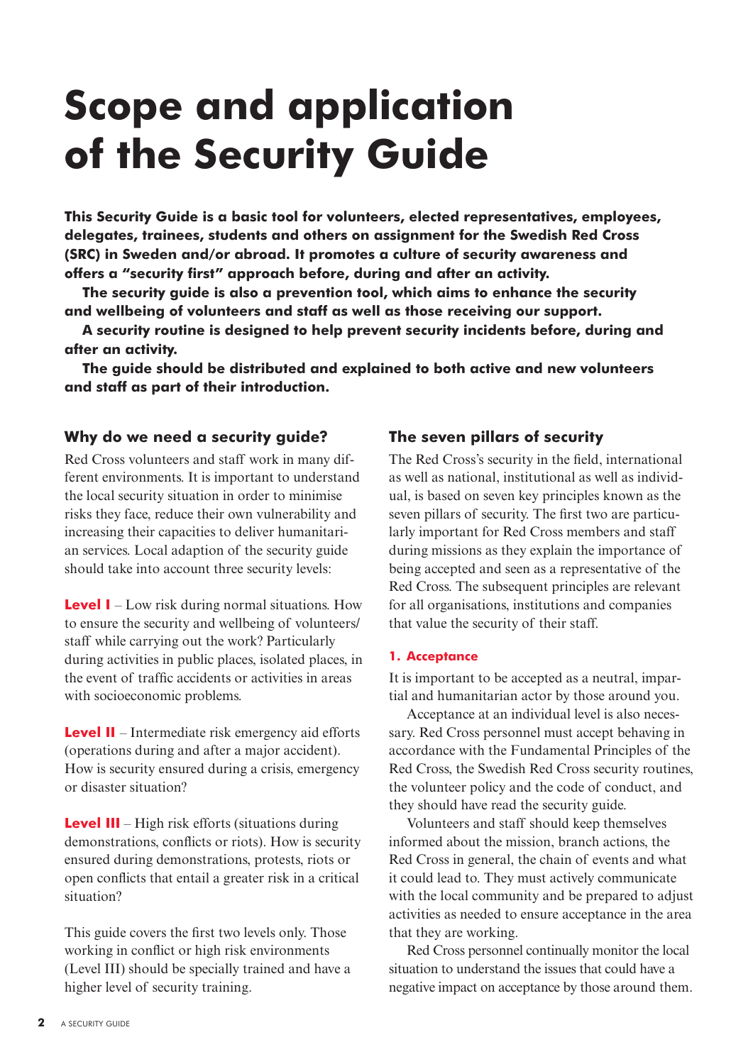# Scope and application of the Security Guide

**This Security Guide is a basic tool for volunteers, elected representatives, employees, delegates, trainees, students and others on assignment for the Swedish Red Cross (SRC) in Sweden and/or abroad. It promotes a culture of security awareness and offers a "security first" approach before, during and after an activity.**

**The security guide is also a prevention tool, which aims to enhance the security and wellbeing of volunteers and staff as well as those receiving our support.**

**A security routine is designed to help prevent security incidents before, during and after an activity.**

**The guide should be distributed and explained to both active and new volunteers and staff as part of their introduction.**

## Why do we need a security guide?

Red Cross volunteers and staff work in many different environments. It is important to understand the local security situation in order to minimise risks they face, reduce their own vulnerability and increasing their capacities to deliver humanitarian services. Local adaption of the security guide should take into account three security levels:

**Level I** – Low risk during normal situations. How to ensure the security and wellbeing of volunteers/staff while carrying out the work? Particularly during activities in public places, isolated places, in the event of traffic accidents or activities in areas with socioeconomic problems.

**Level II** – Intermediate risk emergency aid efforts (operations during and after a major accident). How is security ensured during a crisis, emergency or disaster situation?

**Level III** – High risk efforts (situations during demonstrations, conflicts or riots). How is security ensured during demonstrations, protests, riots or open conflicts that entail a greater risk in a critical situation?

This guide covers the first two levels only. Those working in conflict or high risk environments (Level III) should be specially trained and have a higher level of security training.

## The seven pillars of security

The Red Cross's security in the field, international as well as national, institutional as well as individual, is based on seven key principles known as the seven pillars of security. The first two are particularly important for Red Cross members and staff during missions as they explain the importance of being accepted and seen as a representative of the Red Cross. The subsequent principles are relevant for all organisations, institutions and companies that value the security of their staff.

### 1. Acceptance

It is important to be accepted as a neutral, impartial and humanitarian actor by those around you.

Acceptance at an individual level is also necessary. Red Cross personnel must accept behaving in accordance with the Fundamental Principles of the Red Cross, the Swedish Red Cross security routines, the volunteer policy and the code of conduct, and they should have read the security guide.

Volunteers and staff should keep themselves informed about the mission, branch actions, the Red Cross in general, the chain of events and what it could lead to. They must actively communicate with the local community and be prepared to adjust activities as needed to ensure acceptance in the area that they are working.

Red Cross personnel continually monitor the local situation to understand the issues that could have a negative impact on acceptance by those around them.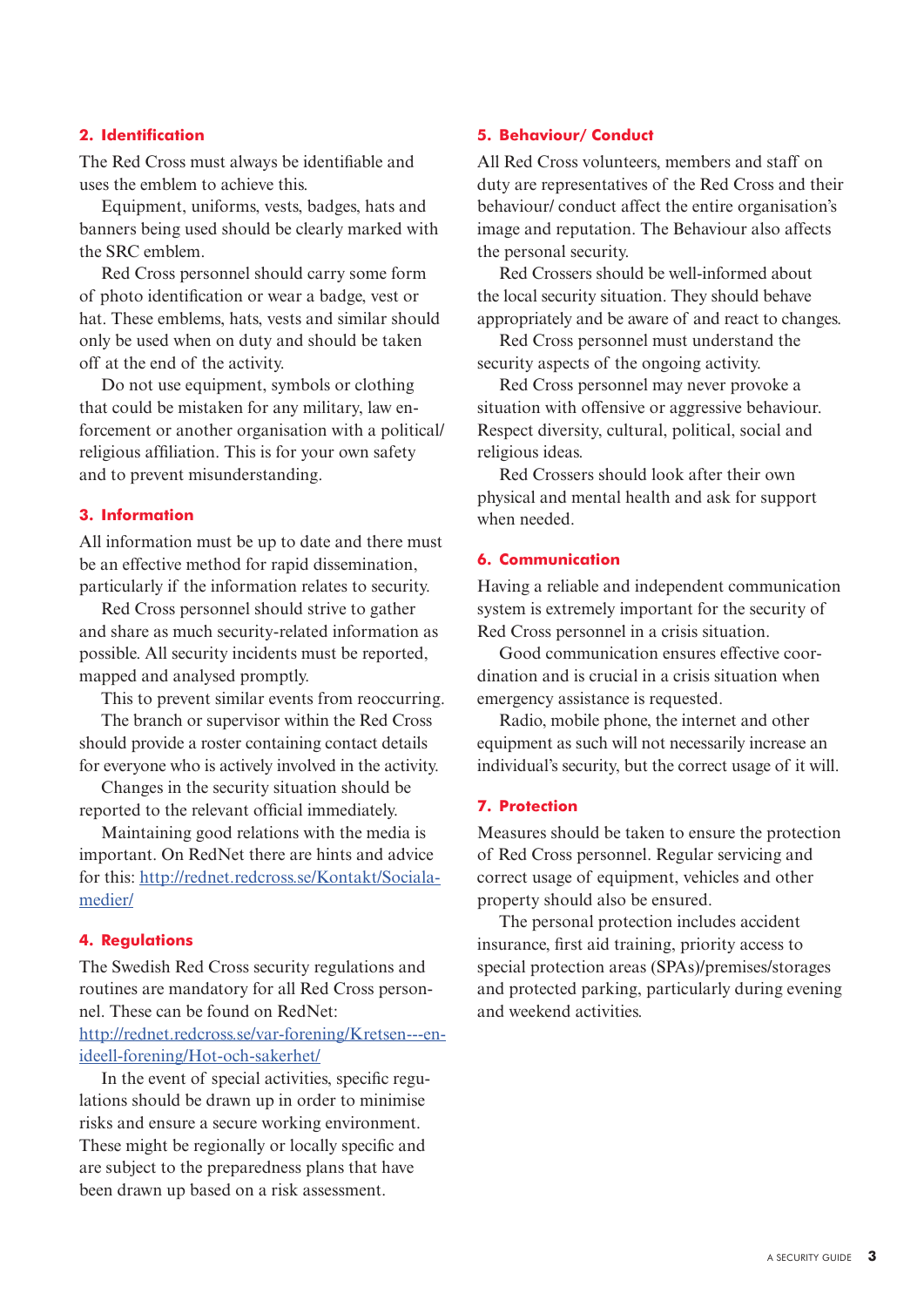## 2. Identification

The Red Cross must always be identifiable and uses the emblem to achieve this.

Equipment, uniforms, vests, badges, hats and banners being used should be clearly marked with the SRC emblem.

Red Cross personnel should carry some form of photo identification or wear a badge, vest or hat. These emblems, hats, vests and similar should only be used when on duty and should be taken off at the end of the activity.

Do not use equipment, symbols or clothing that could be mistaken for any military, law enforcement or another organisation with a political/ religious affiliation. This is for your own safety and to prevent misunderstanding.

## 3. Information

All information must be up to date and there must be an effective method for rapid dissemination, particularly if the information relates to security.

Red Cross personnel should strive to gather and share as much security-related information as possible. All security incidents must be reported, mapped and analysed promptly.

This to prevent similar events from reoccurring.

The branch or supervisor within the Red Cross should provide a roster containing contact details for everyone who is actively involved in the activity.

Changes in the security situation should be reported to the relevant official immediately.

Maintaining good relations with the media is important. On RedNet there are hints and advice for this: http://rednet.redcross.se/Kontakt/Sociala-medier/

## 4. Regulations

The Swedish Red Cross security regulations and routines are mandatory for all Red Cross personnel. These can be found on RedNet: http://rednet.redcross.se/var-forening/Kretsen---en-ideell-forening/Hot-och-sakerhet/

In the event of special activities, specific regulations should be drawn up in order to minimise risks and ensure a secure working environment. These might be regionally or locally specific and are subject to the preparedness plans that have been drawn up based on a risk assessment.

## 5. Behaviour/ Conduct

All Red Cross volunteers, members and staff on duty are representatives of the Red Cross and their behaviour/ conduct affect the entire organisation's image and reputation. The Behaviour also affects the personal security.

Red Crossers should be well-informed about the local security situation. They should behave appropriately and be aware of and react to changes.

Red Cross personnel must understand the security aspects of the ongoing activity.

Red Cross personnel may never provoke a situation with offensive or aggressive behaviour. Respect diversity, cultural, political, social and religious ideas.

Red Crossers should look after their own physical and mental health and ask for support when needed.

## 6. Communication

Having a reliable and independent communication system is extremely important for the security of Red Cross personnel in a crisis situation.

Good communication ensures effective coordination and is crucial in a crisis situation when emergency assistance is requested.

Radio, mobile phone, the internet and other equipment as such will not necessarily increase an individual's security, but the correct usage of it will.

## 7. Protection

Measures should be taken to ensure the protection of Red Cross personnel. Regular servicing and correct usage of equipment, vehicles and other property should also be ensured.

The personal protection includes accident insurance, first aid training, priority access to special protection areas (SPAs)/premises/storages and protected parking, particularly during evening and weekend activities.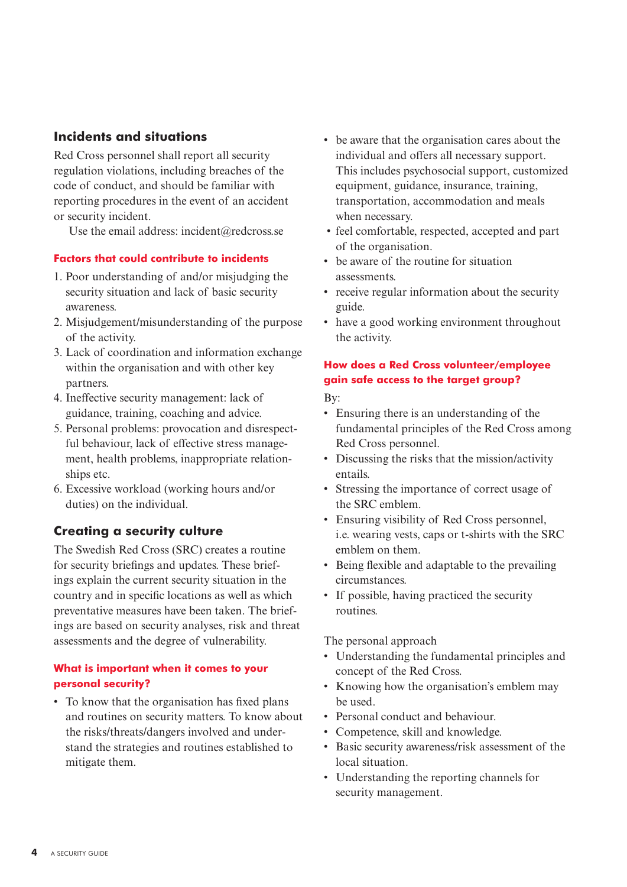## Incidents and situations

Red Cross personnel shall report all security regulation violations, including breaches of the code of conduct, and should be familiar with reporting procedures in the event of an accident or security incident.

Use the email address: incident@redcross.se

### Factors that could contribute to incidents

1. Poor understanding of and/or misjudging the security situation and lack of basic security awareness.
2. Misjudgement/misunderstanding of the purpose of the activity.
3. Lack of coordination and information exchange within the organisation and with other key partners.
4. Ineffective security management: lack of guidance, training, coaching and advice.
5. Personal problems: provocation and disrespectful behaviour, lack of effective stress management, health problems, inappropriate relationships etc.
6. Excessive workload (working hours and/or duties) on the individual.

## Creating a security culture

The Swedish Red Cross (SRC) creates a routine for security briefings and updates. These briefings explain the current security situation in the country and in specific locations as well as which preventative measures have been taken. The briefings are based on security analyses, risk and threat assessments and the degree of vulnerability.

### What is important when it comes to your personal security?

- To know that the organisation has fixed plans and routines on security matters. To know about the risks/threats/dangers involved and understand the strategies and routines established to mitigate them.
- be aware that the organisation cares about the individual and offers all necessary support. This includes psychosocial support, customized equipment, guidance, insurance, training, transportation, accommodation and meals when necessary.
- feel comfortable, respected, accepted and part of the organisation.
- be aware of the routine for situation assessments.
- receive regular information about the security guide.
- have a good working environment throughout the activity.

### How does a Red Cross volunteer/employee gain safe access to the target group?

By:

- Ensuring there is an understanding of the fundamental principles of the Red Cross among Red Cross personnel.
- Discussing the risks that the mission/activity entails.
- Stressing the importance of correct usage of the SRC emblem.
- Ensuring visibility of Red Cross personnel, i.e. wearing vests, caps or t-shirts with the SRC emblem on them.
- Being flexible and adaptable to the prevailing circumstances.
- If possible, having practiced the security routines.

The personal approach

- Understanding the fundamental principles and concept of the Red Cross.
- Knowing how the organisation's emblem may be used.
- Personal conduct and behaviour.
- Competence, skill and knowledge.
- Basic security awareness/risk assessment of the local situation.
- Understanding the reporting channels for security management.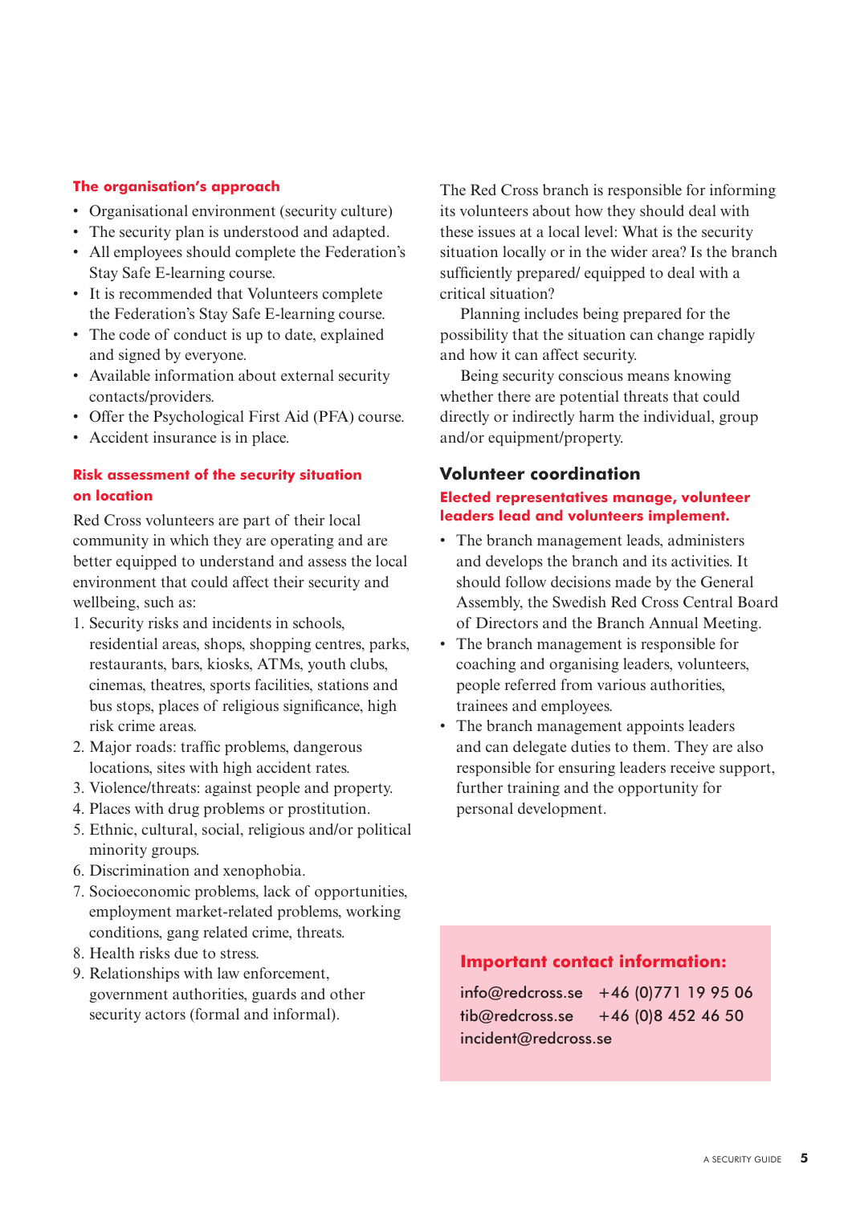### The organisation's approach

- Organisational environment (security culture)
- The security plan is understood and adapted.
- All employees should complete the Federation's Stay Safe E-learning course.
- It is recommended that Volunteers complete the Federation's Stay Safe E-learning course.
- The code of conduct is up to date, explained and signed by everyone.
- Available information about external security contacts/providers.
- Offer the Psychological First Aid (PFA) course.
- Accident insurance is in place.

### Risk assessment of the security situation on location

Red Cross volunteers are part of their local community in which they are operating and are better equipped to understand and assess the local environment that could affect their security and wellbeing, such as:

1. Security risks and incidents in schools, residential areas, shops, shopping centres, parks, restaurants, bars, kiosks, ATMs, youth clubs, cinemas, theatres, sports facilities, stations and bus stops, places of religious significance, high risk crime areas.
2. Major roads: traffic problems, dangerous locations, sites with high accident rates.
3. Violence/threats: against people and property.
4. Places with drug problems or prostitution.
5. Ethnic, cultural, social, religious and/or political minority groups.
6. Discrimination and xenophobia.
7. Socioeconomic problems, lack of opportunities, employment market-related problems, working conditions, gang related crime, threats.
8. Health risks due to stress.
9. Relationships with law enforcement, government authorities, guards and other security actors (formal and informal).

The Red Cross branch is responsible for informing its volunteers about how they should deal with these issues at a local level: What is the security situation locally or in the wider area? Is the branch sufficiently prepared/ equipped to deal with a critical situation?

Planning includes being prepared for the possibility that the situation can change rapidly and how it can affect security.

Being security conscious means knowing whether there are potential threats that could directly or indirectly harm the individual, group and/or equipment/property.

## Volunteer coordination

### Elected representatives manage, volunteer leaders lead and volunteers implement.

- The branch management leads, administers and develops the branch and its activities. It should follow decisions made by the General Assembly, the Swedish Red Cross Central Board of Directors and the Branch Annual Meeting.
- The branch management is responsible for coaching and organising leaders, volunteers, people referred from various authorities, trainees and employees.
- The branch management appoints leaders and can delegate duties to them. They are also responsible for ensuring leaders receive support, further training and the opportunity for personal development.

### Important contact information:

info@redcross.se +46 (0)771 19 95 06
tib@redcross.se +46 (0)8 452 46 50
incident@redcross.se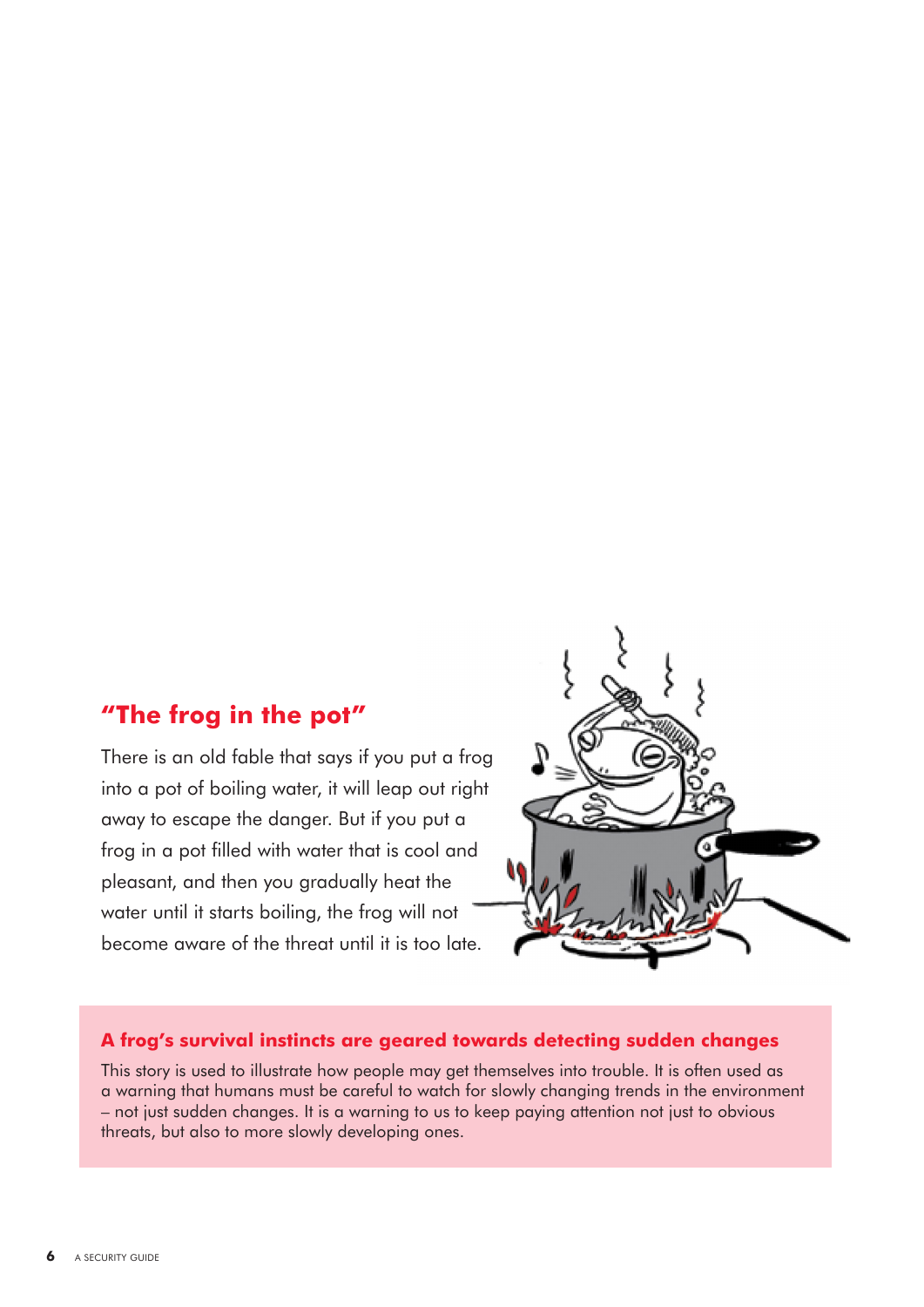## "The frog in the pot"

There is an old fable that says if you put a frog into a pot of boiling water, it will leap out right away to escape the danger. But if you put a frog in a pot filled with water that is cool and pleasant, and then you gradually heat the water until it starts boiling, the frog will not become aware of the threat until it is too late.

### A frog's survival instincts are geared towards detecting sudden changes

This story is used to illustrate how people may get themselves into trouble. It is often used as a warning that humans must be careful to watch for slowly changing trends in the environment – not just sudden changes. It is a warning to us to keep paying attention not just to obvious threats, but also to more slowly developing ones.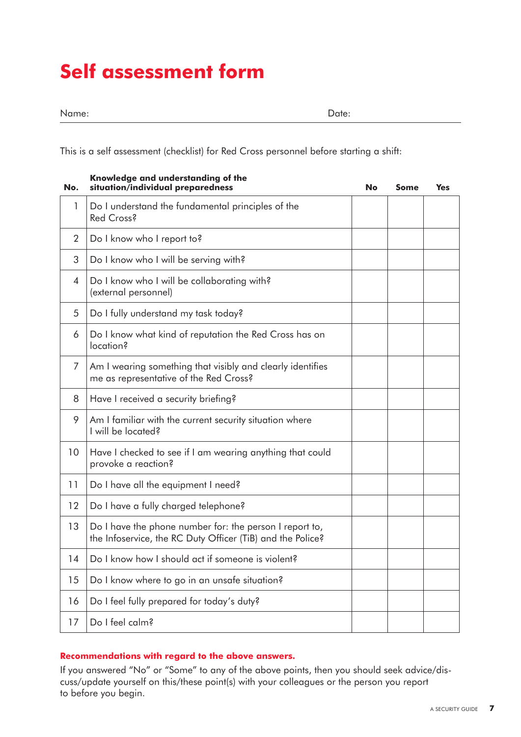# Self assessment form

Name: Date:

This is a self assessment (checklist) for Red Cross personnel before starting a shift:

| No. | Knowledge and understanding of the situation/individual preparedness | No | Some | Yes |
|---|---|---|---|---|
| 1 | Do I understand the fundamental principles of the Red Cross? | | | |
| 2 | Do I know who I report to? | | | |
| 3 | Do I know who I will be serving with? | | | |
| 4 | Do I know who I will be collaborating with? (external personnel) | | | |
| 5 | Do I fully understand my task today? | | | |
| 6 | Do I know what kind of reputation the Red Cross has on location? | | | |
| 7 | Am I wearing something that visibly and clearly identifies me as representative of the Red Cross? | | | |
| 8 | Have I received a security briefing? | | | |
| 9 | Am I familiar with the current security situation where I will be located? | | | |
| 10 | Have I checked to see if I am wearing anything that could provoke a reaction? | | | |
| 11 | Do I have all the equipment I need? | | | |
| 12 | Do I have a fully charged telephone? | | | |
| 13 | Do I have the phone number for: the person I report to, the Infoservice, the RC Duty Officer (TiB) and the Police? | | | |
| 14 | Do I know how I should act if someone is violent? | | | |
| 15 | Do I know where to go in an unsafe situation? | | | |
| 16 | Do I feel fully prepared for today's duty? | | | |
| 17 | Do I feel calm? | | | |

**Recommendations with regard to the above answers.**

If you answered "No" or "Some" to any of the above points, then you should seek advice/discuss/update yourself on this/these point(s) with your colleagues or the person you report to before you begin.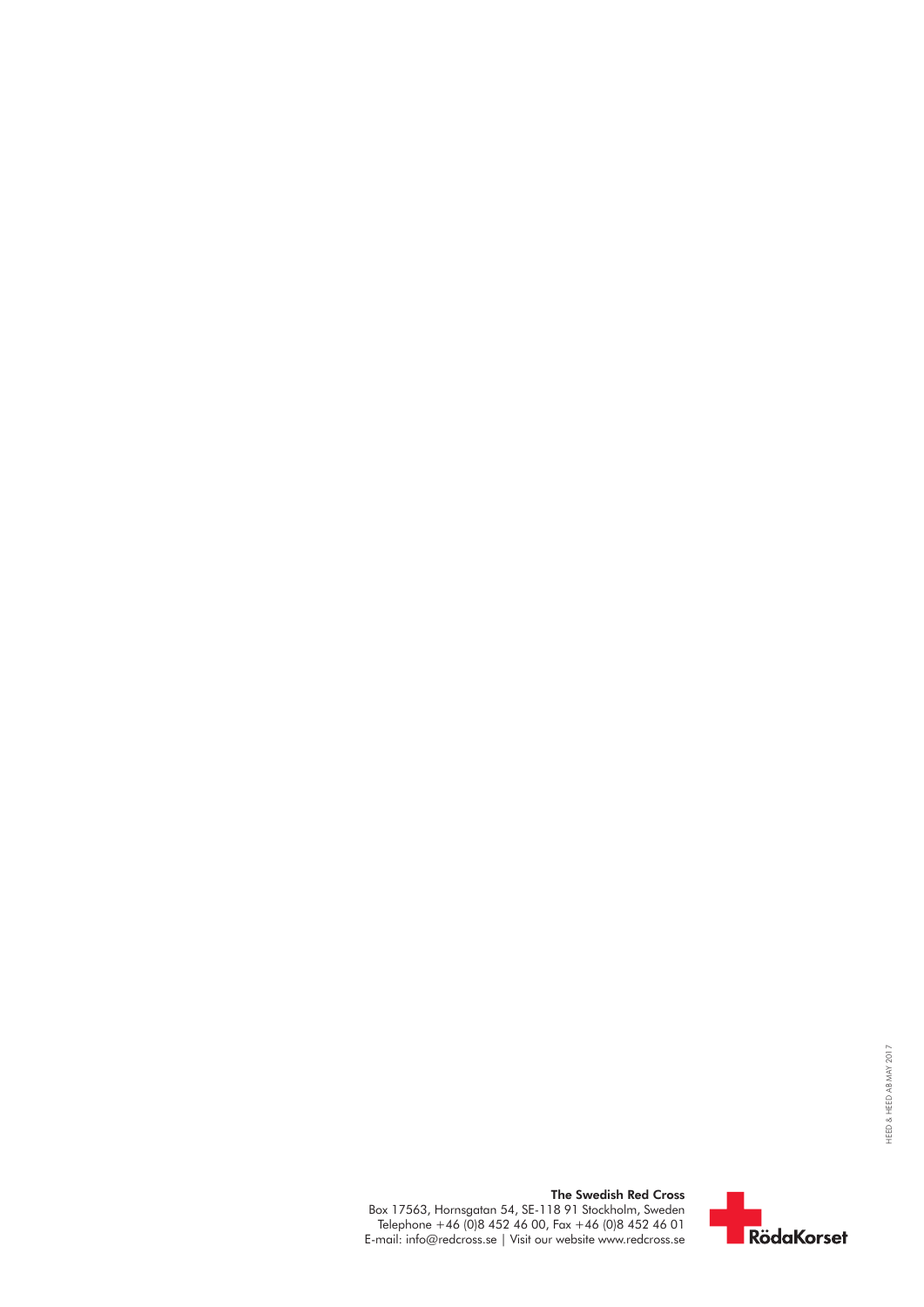**The Swedish Red Cross**
Box 17563, Hornsgatan 54, SE-118 91 Stockholm, Sweden
Telephone +46 (0)8 452 46 00, Fax +46 (0)8 452 46 01
E-mail: info@redcross.se | Visit our website www.redcross.se

RödaKorset

HEED & HEED AB MAY 2017